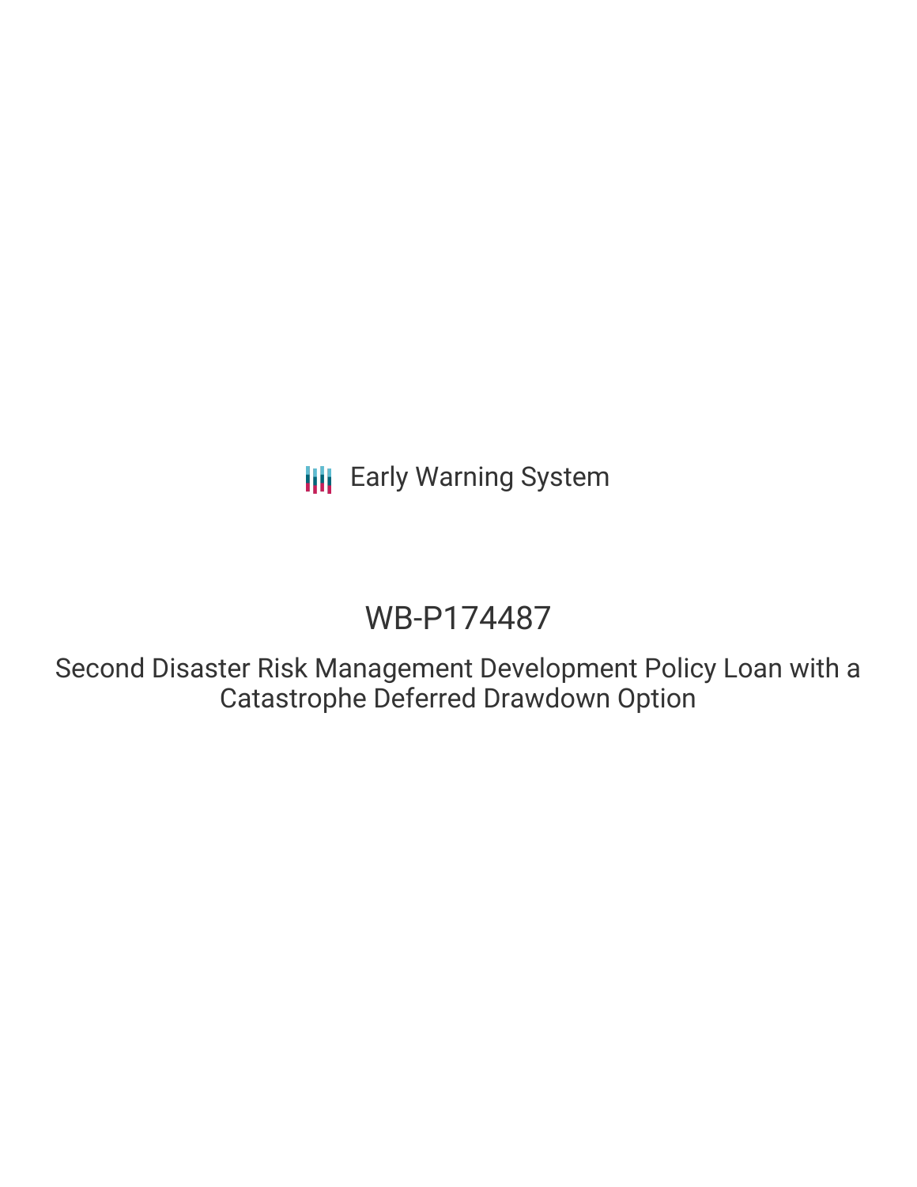Early Warning System

# WB-P174487

## Second Disaster Risk Management Development Policy Loan with a Catastrophe Deferred Drawdown Option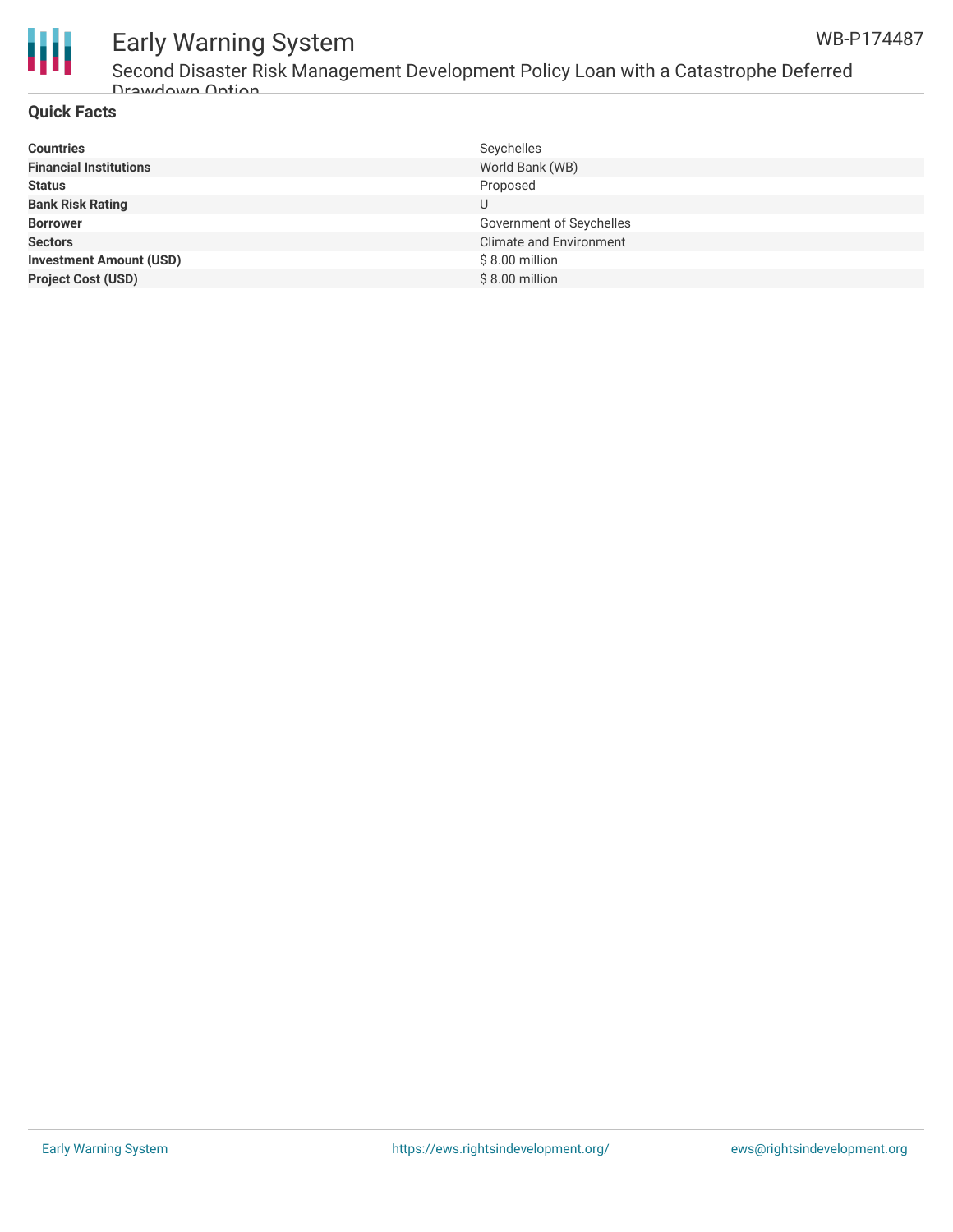## Quick Facts

| | |
|---|---|
| **Countries** | Seychelles |
| **Financial Institutions** | World Bank (WB) |
| **Status** | Proposed |
| **Bank Risk Rating** | U |
| **Borrower** | Government of Seychelles |
| **Sectors** | Climate and Environment |
| **Investment Amount (USD)** | $ 8.00 million |
| **Project Cost (USD)** | $ 8.00 million |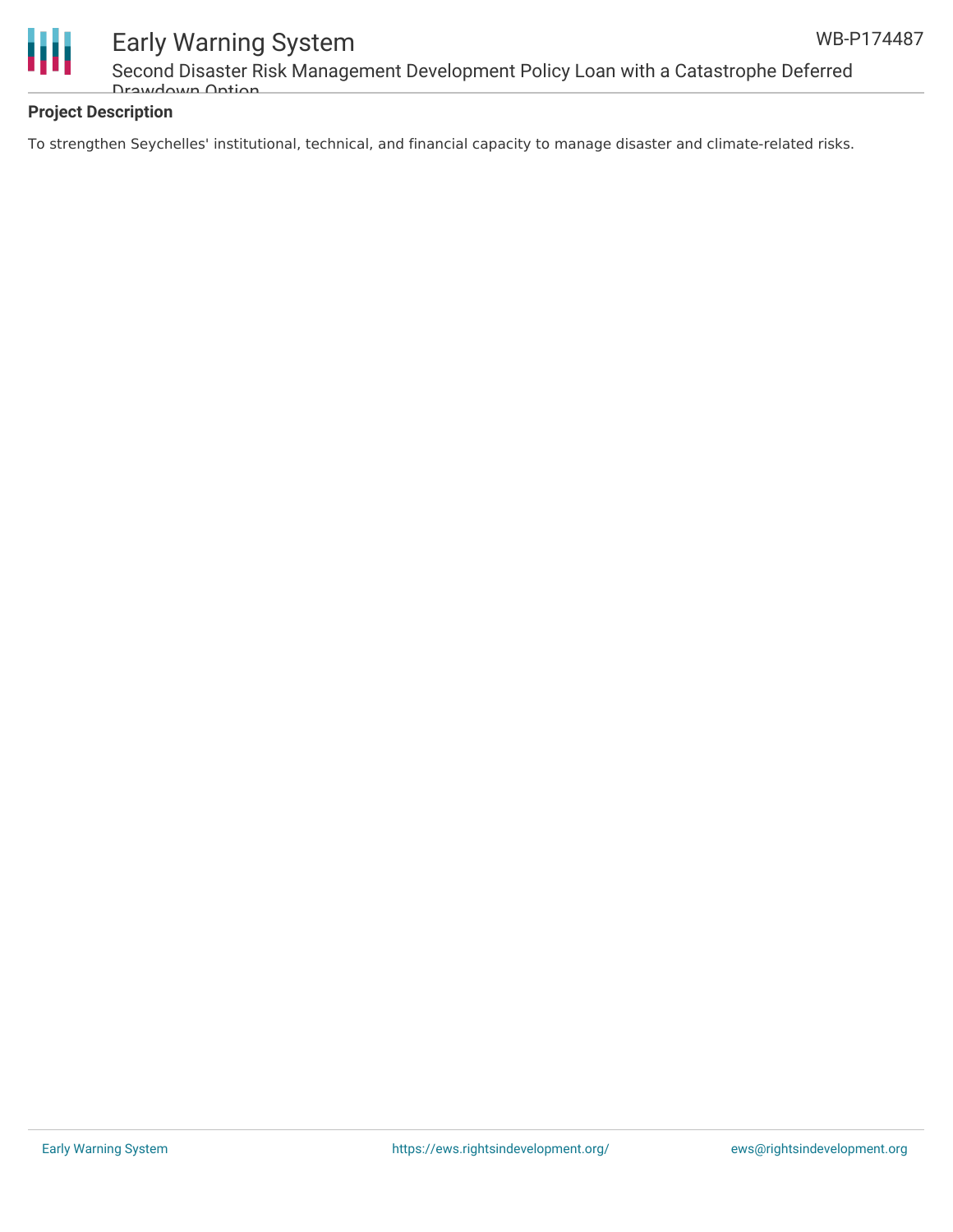## Project Description

To strengthen Seychelles' institutional, technical, and financial capacity to manage disaster and climate-related risks.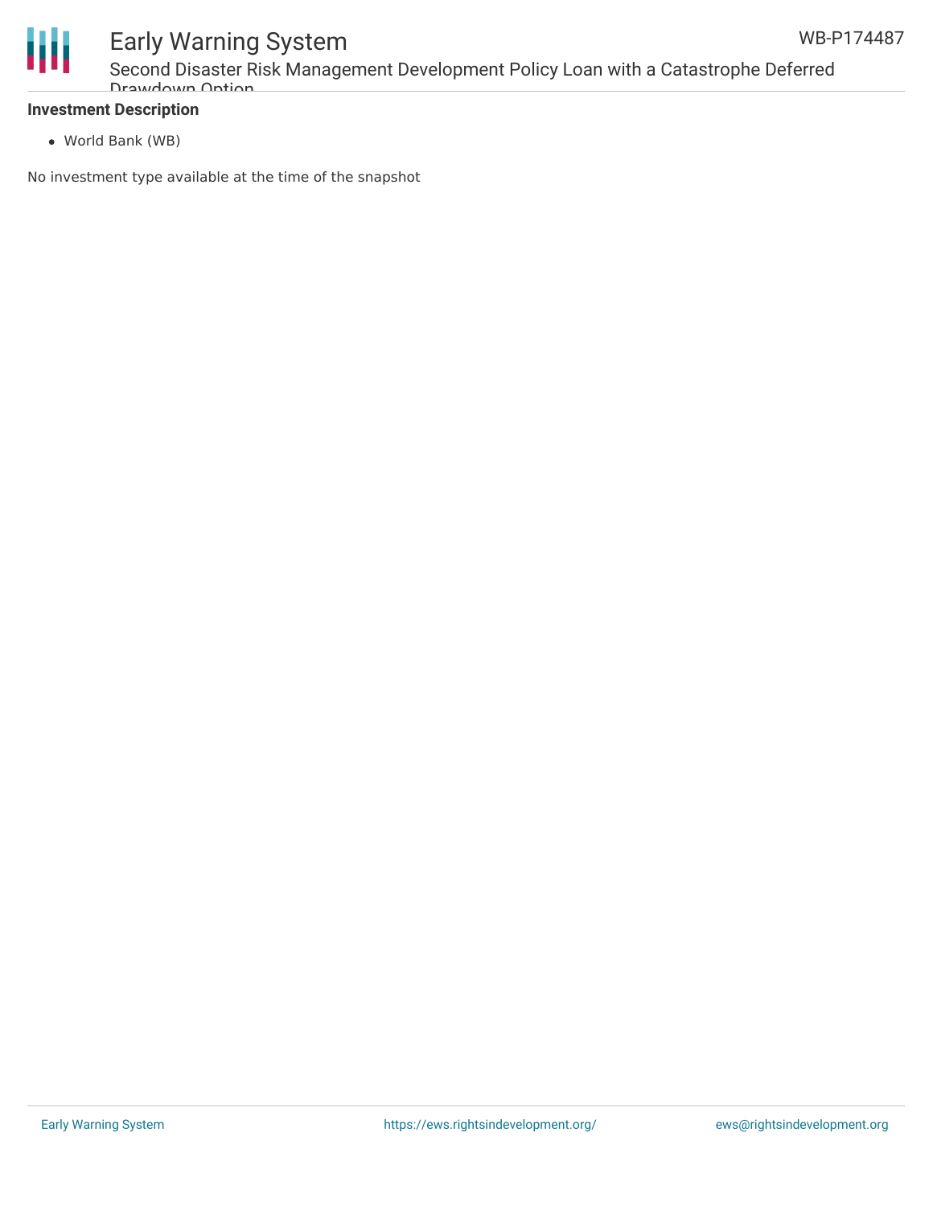**Investment Description**

- World Bank (WB)

No investment type available at the time of the snapshot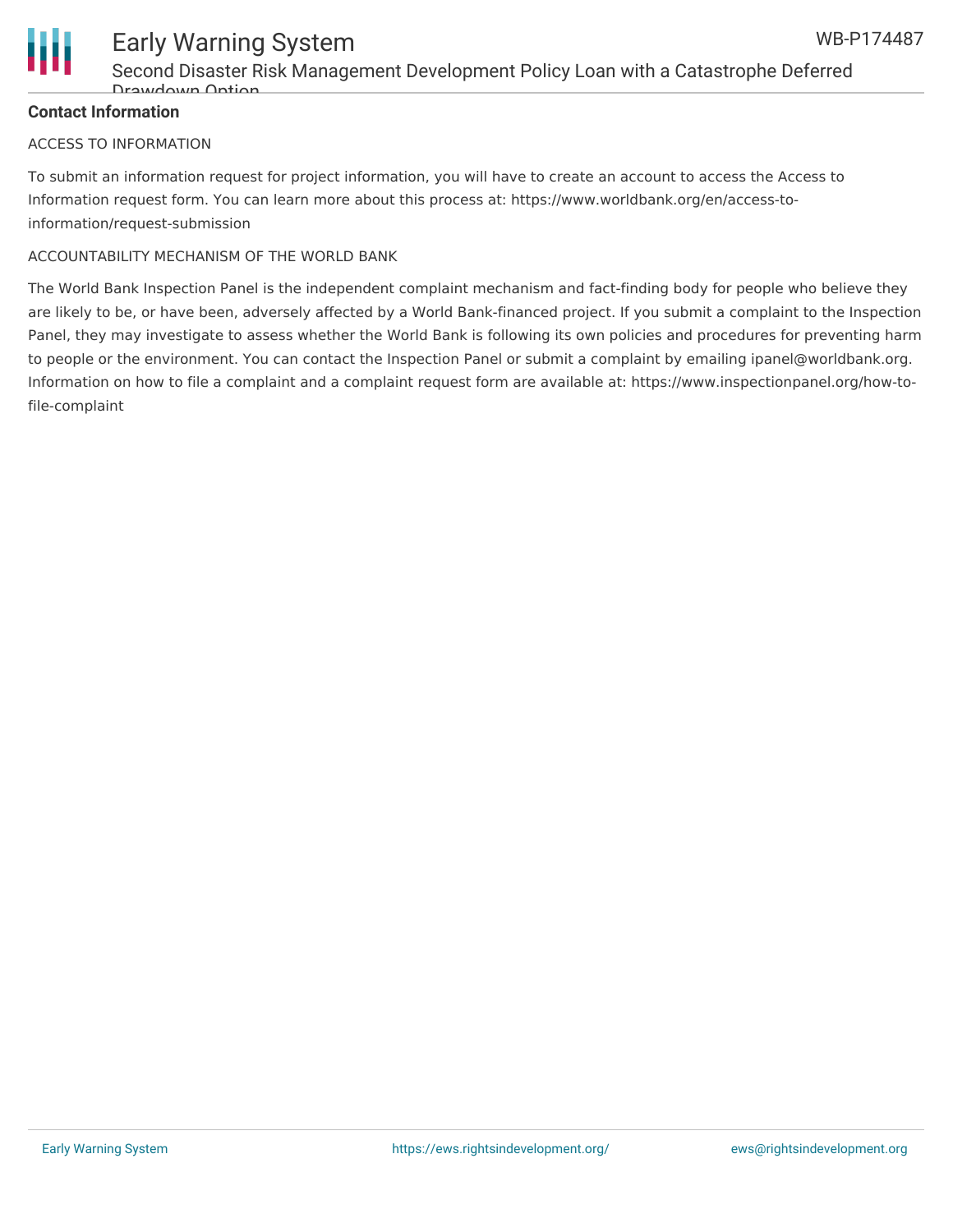**Contact Information**

ACCESS TO INFORMATION

To submit an information request for project information, you will have to create an account to access the Access to Information request form. You can learn more about this process at: https://www.worldbank.org/en/access-to-information/request-submission

ACCOUNTABILITY MECHANISM OF THE WORLD BANK

The World Bank Inspection Panel is the independent complaint mechanism and fact-finding body for people who believe they are likely to be, or have been, adversely affected by a World Bank-financed project. If you submit a complaint to the Inspection Panel, they may investigate to assess whether the World Bank is following its own policies and procedures for preventing harm to people or the environment. You can contact the Inspection Panel or submit a complaint by emailing ipanel@worldbank.org. Information on how to file a complaint and a complaint request form are available at: https://www.inspectionpanel.org/how-to-file-complaint